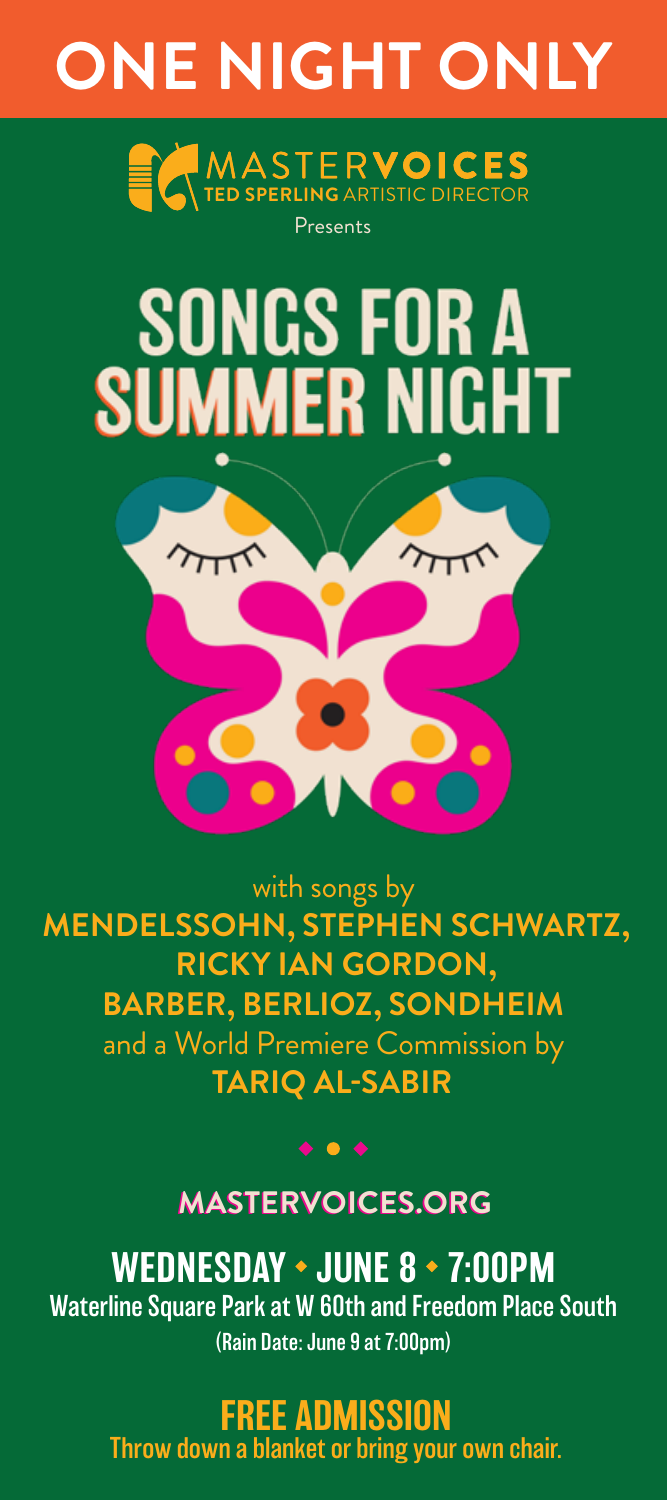# ONE NIGHT ONLY

MASTERVOICES
TED SPERLING ARTISTIC DIRECTOR

Presents

# SONGS FOR A SUMMER NIGHT

with songs by
**MENDELSSOHN, STEPHEN SCHWARTZ, RICKY IAN GORDON, BARBER, BERLIOZ, SONDHEIM**
and a World Premiere Commission by
**TARIQ AL-SABIR**

**MASTERVOICES.ORG**

## WEDNESDAY • JUNE 8 • 7:00PM

Waterline Square Park at W 60th and Freedom Place South
(Rain Date: June 9 at 7:00pm)

## FREE ADMISSION

Throw down a blanket or bring your own chair.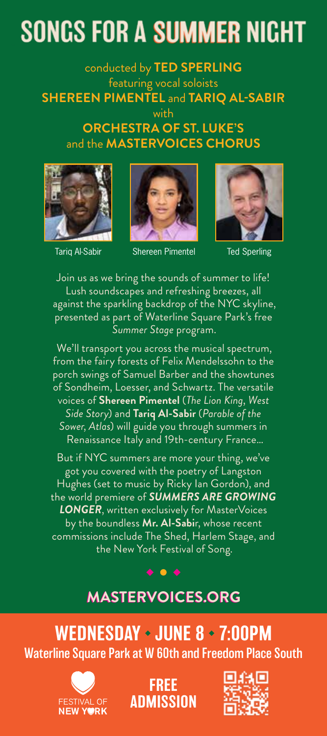# SONGS FOR A SUMMER NIGHT

conducted by **TED SPERLING**
featuring vocal soloists
**SHEREEN PIMENTEL** and **TARIQ AL-SABIR**
with
**ORCHESTRA OF ST. LUKE'S**
and the **MASTERVOICES CHORUS**

Tariq Al-Sabir

Shereen Pimentel

Ted Sperling

Join us as we bring the sounds of summer to life! Lush soundscapes and refreshing breezes, all against the sparkling backdrop of the NYC skyline, presented as part of Waterline Square Park's free *Summer Stage* program.

We'll transport you across the musical spectrum, from the fairy forests of Felix Mendelssohn to the porch swings of Samuel Barber and the showtunes of Sondheim, Loesser, and Schwartz. The versatile voices of **Shereen Pimentel** (*The Lion King*, *West Side Story*) and **Tariq Al-Sabir** (*Parable of the Sower*, *Atlas*) will guide you through summers in Renaissance Italy and 19th-century France...

But if NYC summers are more your thing, we've got you covered with the poetry of Langston Hughes (set to music by Ricky Ian Gordon), and the world premiere of ***SUMMERS ARE GROWING LONGER***, written exclusively for MasterVoices by the boundless **Mr. Al-Sabi**r, whose recent commissions include The Shed, Harlem Stage, and the New York Festival of Song.

## MASTERVOICES.ORG

## WEDNESDAY • JUNE 8 • 7:00PM

Waterline Square Park at W 60th and Freedom Place South

FESTIVAL OF NEW YORK

**FREE ADMISSION**